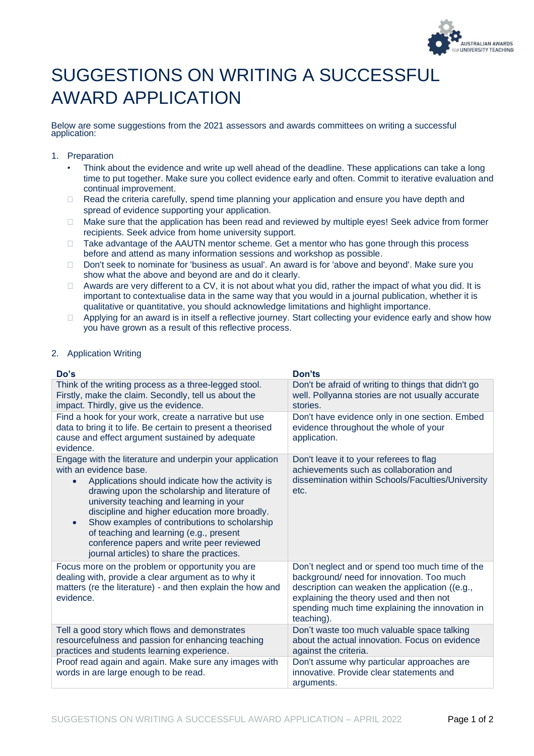# SUGGESTIONS ON WRITING A SUCCESSFUL AWARD APPLICATION

Below are some suggestions from the 2021 assessors and awards committees on writing a successful application:

1. Preparation
   - Think about the evidence and write up well ahead of the deadline. These applications can take a long time to put together. Make sure you collect evidence early and often. Commit to iterative evaluation and continual improvement.
   - Read the criteria carefully, spend time planning your application and ensure you have depth and spread of evidence supporting your application.
   - Make sure that the application has been read and reviewed by multiple eyes! Seek advice from former recipients. Seek advice from home university support.
   - Take advantage of the AAUTN mentor scheme. Get a mentor who has gone through this process before and attend as many information sessions and workshop as possible.
   - Don't seek to nominate for 'business as usual'. An award is for 'above and beyond'. Make sure you show what the above and beyond are and do it clearly.
   - Awards are very different to a CV, it is not about what you did, rather the impact of what you did. It is important to contextualise data in the same way that you would in a journal publication, whether it is qualitative or quantitative, you should acknowledge limitations and highlight importance.
   - Applying for an award is in itself a reflective journey. Start collecting your evidence early and show how you have grown as a result of this reflective process.

2. Application Writing

| Do's | Don'ts |
|---|---|
| Think of the writing process as a three-legged stool. Firstly, make the claim. Secondly, tell us about the impact. Thirdly, give us the evidence. | Don't be afraid of writing to things that didn't go well. Pollyanna stories are not usually accurate stories. |
| Find a hook for your work, create a narrative but use data to bring it to life. Be certain to present a theorised cause and effect argument sustained by adequate evidence. | Don't have evidence only in one section. Embed evidence throughout the whole of your application. |
| Engage with the literature and underpin your application with an evidence base. <br>• Applications should indicate how the activity is drawing upon the scholarship and literature of university teaching and learning in your discipline and higher education more broadly. <br>• Show examples of contributions to scholarship of teaching and learning (e.g., present conference papers and write peer reviewed journal articles) to share the practices. | Don't leave it to your referees to flag achievements such as collaboration and dissemination within Schools/Faculties/University etc. |
| Focus more on the problem or opportunity you are dealing with, provide a clear argument as to why it matters (re the literature) - and then explain the how and evidence. | Don't neglect and or spend too much time of the background/ need for innovation. Too much description can weaken the application ((e.g., explaining the theory used and then not spending much time explaining the innovation in teaching). |
| Tell a good story which flows and demonstrates resourcefulness and passion for enhancing teaching practices and students learning experience. | Don't waste too much valuable space talking about the actual innovation. Focus on evidence against the criteria. |
| Proof read again and again. Make sure any images with words in are large enough to be read. | Don't assume why particular approaches are innovative. Provide clear statements and arguments. |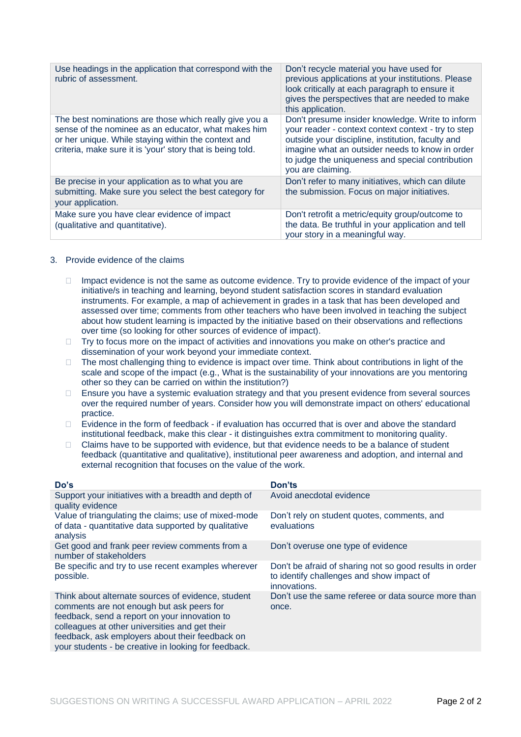| | |
|---|---|
| Use headings in the application that correspond with the rubric of assessment. | Don't recycle material you have used for previous applications at your institutions. Please look critically at each paragraph to ensure it gives the perspectives that are needed to make this application. |
| The best nominations are those which really give you a sense of the nominee as an educator, what makes him or her unique. While staying within the context and criteria, make sure it is 'your' story that is being told. | Don't presume insider knowledge. Write to inform your reader - context context context - try to step outside your discipline, institution, faculty and imagine what an outsider needs to know in order to judge the uniqueness and special contribution you are claiming. |
| Be precise in your application as to what you are submitting. Make sure you select the best category for your application. | Don't refer to many initiatives, which can dilute the submission. Focus on major initiatives. |
| Make sure you have clear evidence of impact (qualitative and quantitative). | Don't retrofit a metric/equity group/outcome to the data. Be truthful in your application and tell your story in a meaningful way. |

3. Provide evidence of the claims

- Impact evidence is not the same as outcome evidence. Try to provide evidence of the impact of your initiative/s in teaching and learning, beyond student satisfaction scores in standard evaluation instruments. For example, a map of achievement in grades in a task that has been developed and assessed over time; comments from other teachers who have been involved in teaching the subject about how student learning is impacted by the initiative based on their observations and reflections over time (so looking for other sources of evidence of impact).
- Try to focus more on the impact of activities and innovations you make on other's practice and dissemination of your work beyond your immediate context.
- The most challenging thing to evidence is impact over time. Think about contributions in light of the scale and scope of the impact (e.g., What is the sustainability of your innovations are you mentoring other so they can be carried on within the institution?)
- Ensure you have a systemic evaluation strategy and that you present evidence from several sources over the required number of years. Consider how you will demonstrate impact on others' educational practice.
- Evidence in the form of feedback - if evaluation has occurred that is over and above the standard institutional feedback, make this clear - it distinguishes extra commitment to monitoring quality.
- Claims have to be supported with evidence, but that evidence needs to be a balance of student feedback (quantitative and qualitative), institutional peer awareness and adoption, and internal and external recognition that focuses on the value of the work.

| **Do's** | **Don'ts** |
|---|---|
| Support your initiatives with a breadth and depth of quality evidence | Avoid anecdotal evidence |
| Value of triangulating the claims; use of mixed-mode of data - quantitative data supported by qualitative analysis | Don't rely on student quotes, comments, and evaluations |
| Get good and frank peer review comments from a number of stakeholders | Don't overuse one type of evidence |
| Be specific and try to use recent examples wherever possible. | Don't be afraid of sharing not so good results in order to identify challenges and show impact of innovations. |
| Think about alternate sources of evidence, student comments are not enough but ask peers for feedback, send a report on your innovation to colleagues at other universities and get their feedback, ask employers about their feedback on your students - be creative in looking for feedback. | Don't use the same referee or data source more than once. |